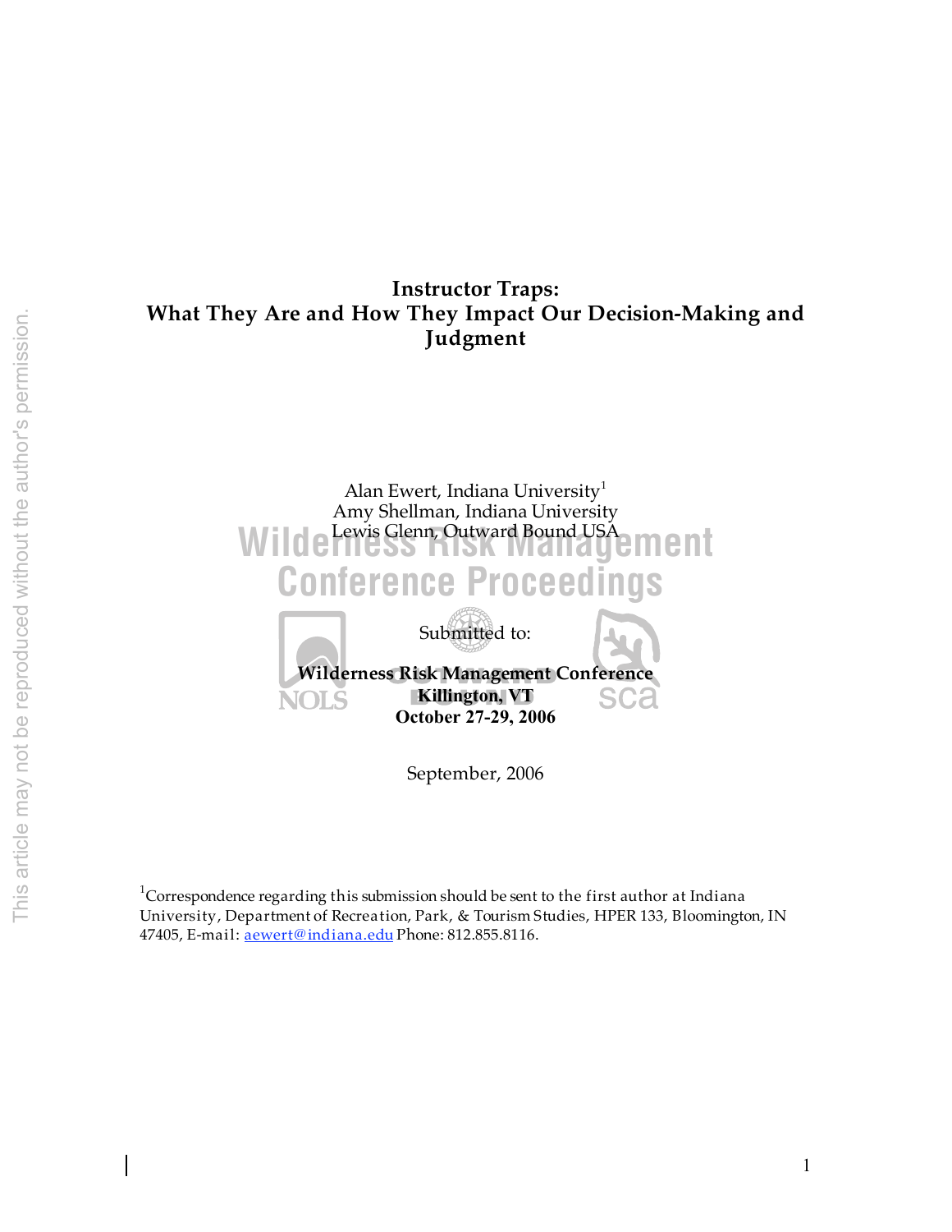# Instructor Traps:
# What They Are and How They Impact Our Decision-Making and Judgment

Alan Ewert, Indiana University[1]
Amy Shellman, Indiana University
Lewis Glenn, Outward Bound USA

Submitted to:

**Wilderness Risk Management Conference**
**Killington, VT**
**October 27-29, 2006**

September, 2006

[1]Correspondence regarding this submission should be sent to the first author at Indiana University, Department of Recreation, Park, & Tourism Studies, HPER 133, Bloomington, IN 47405, E-mail: aewert@indiana.edu Phone: 812.855.8116.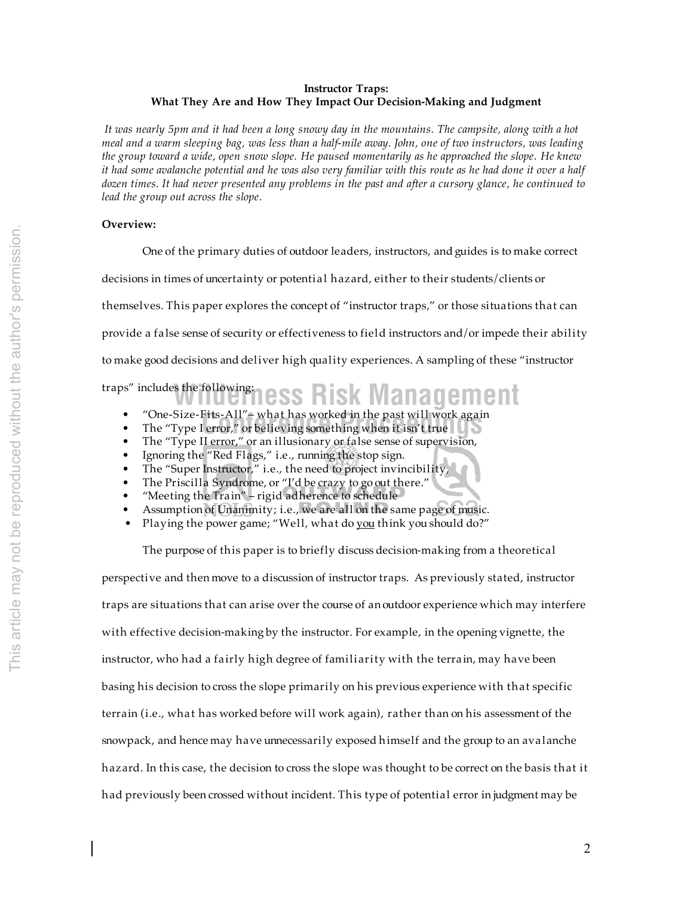**Instructor Traps:**
**What They Are and How They Impact Our Decision-Making and Judgment**

*It was nearly 5pm and it had been a long snowy day in the mountains. The campsite, along with a hot meal and a warm sleeping bag, was less than a half-mile away. John, one of two instructors, was leading the group toward a wide, open snow slope. He paused momentarily as he approached the slope. He knew it had some avalanche potential and he was also very familiar with this route as he had done it over a half dozen times. It had never presented any problems in the past and after a cursory glance, he continued to lead the group out across the slope.*

**Overview:**

One of the primary duties of outdoor leaders, instructors, and guides is to make correct decisions in times of uncertainty or potential hazard, either to their students/clients or themselves. This paper explores the concept of "instructor traps," or those situations that can provide a false sense of security or effectiveness to field instructors and/or impede their ability to make good decisions and deliver high quality experiences. A sampling of these "instructor traps" includes the following:

- "One-Size-Fits-All"– what has worked in the past will work again
- The "Type I error," or believing something when it isn't true
- The "Type II error," or an illusionary or false sense of supervision,
- Ignoring the "Red Flags," i.e., running the stop sign.
- The "Super Instructor," i.e., the need to project invincibility,
- The Priscilla Syndrome, or "I'd be crazy to go out there."
- "Meeting the Train" – rigid adherence to schedule
- Assumption of Unanimity; i.e., we are all on the same page of music.
- Playing the power game; "Well, what do <u>you</u> think you should do?"

The purpose of this paper is to briefly discuss decision-making from a theoretical perspective and then move to a discussion of instructor traps. As previously stated, instructor traps are situations that can arise over the course of an outdoor experience which may interfere with effective decision-making by the instructor. For example, in the opening vignette, the instructor, who had a fairly high degree of familiarity with the terrain, may have been basing his decision to cross the slope primarily on his previous experience with that specific terrain (i.e., what has worked before will work again), rather than on his assessment of the snowpack, and hence may have unnecessarily exposed himself and the group to an avalanche hazard. In this case, the decision to cross the slope was thought to be correct on the basis that it had previously been crossed without incident. This type of potential error in judgment may be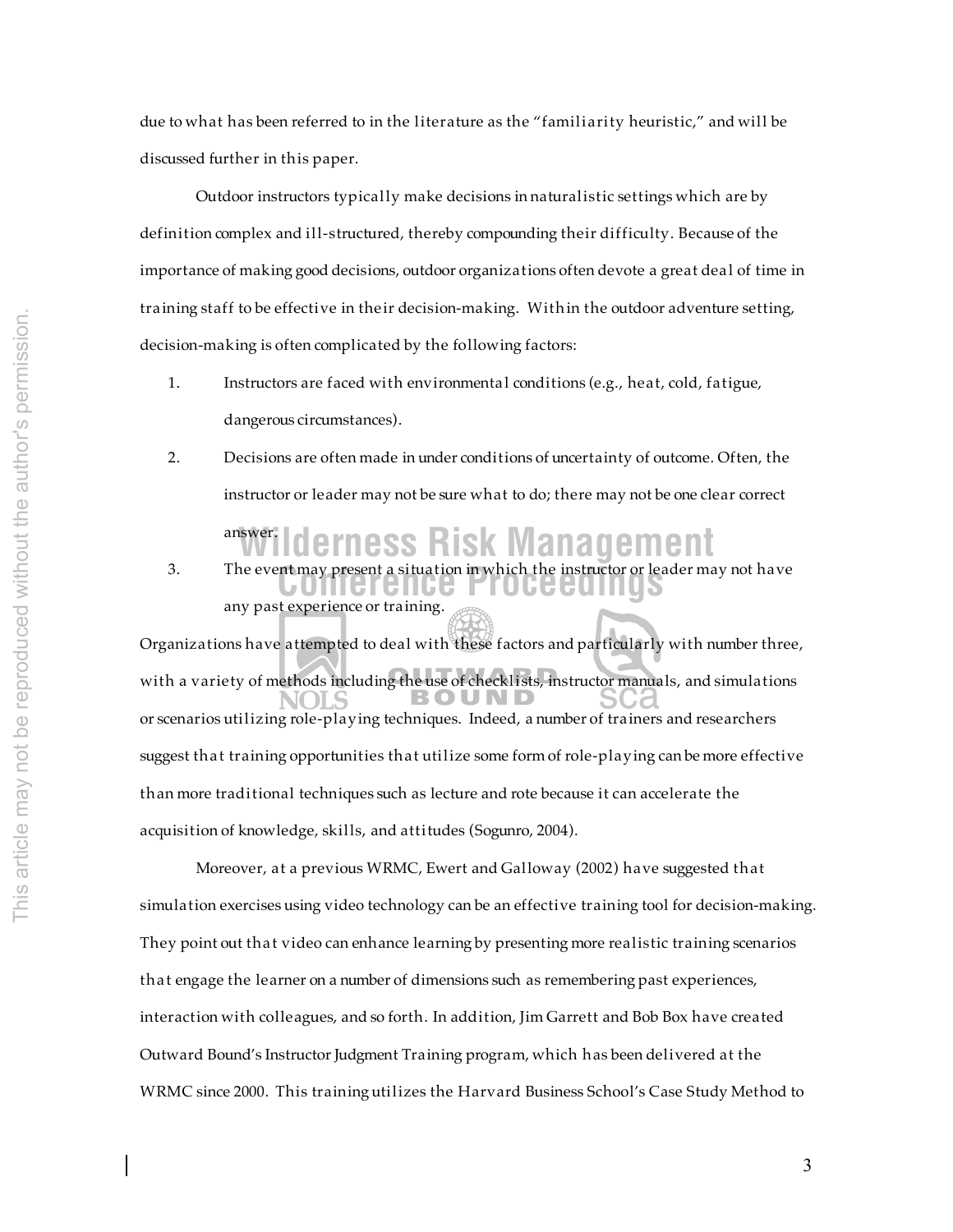due to what has been referred to in the literature as the "familiarity heuristic," and will be discussed further in this paper.

Outdoor instructors typically make decisions in naturalistic settings which are by definition complex and ill-structured, thereby compounding their difficulty. Because of the importance of making good decisions, outdoor organizations often devote a great deal of time in training staff to be effective in their decision-making. Within the outdoor adventure setting, decision-making is often complicated by the following factors:

1. Instructors are faced with environmental conditions (e.g., heat, cold, fatigue, dangerous circumstances).
2. Decisions are often made in under conditions of uncertainty of outcome. Often, the instructor or leader may not be sure what to do; there may not be one clear correct answer.
3. The event may present a situation in which the instructor or leader may not have any past experience or training.

Organizations have attempted to deal with these factors and particularly with number three, with a variety of methods including the use of checklists, instructor manuals, and simulations or scenarios utilizing role-playing techniques. Indeed, a number of trainers and researchers suggest that training opportunities that utilize some form of role-playing can be more effective than more traditional techniques such as lecture and rote because it can accelerate the acquisition of knowledge, skills, and attitudes (Sogunro, 2004).

Moreover, at a previous WRMC, Ewert and Galloway (2002) have suggested that simulation exercises using video technology can be an effective training tool for decision-making. They point out that video can enhance learning by presenting more realistic training scenarios that engage the learner on a number of dimensions such as remembering past experiences, interaction with colleagues, and so forth. In addition, Jim Garrett and Bob Box have created Outward Bound's Instructor Judgment Training program, which has been delivered at the WRMC since 2000. This training utilizes the Harvard Business School's Case Study Method to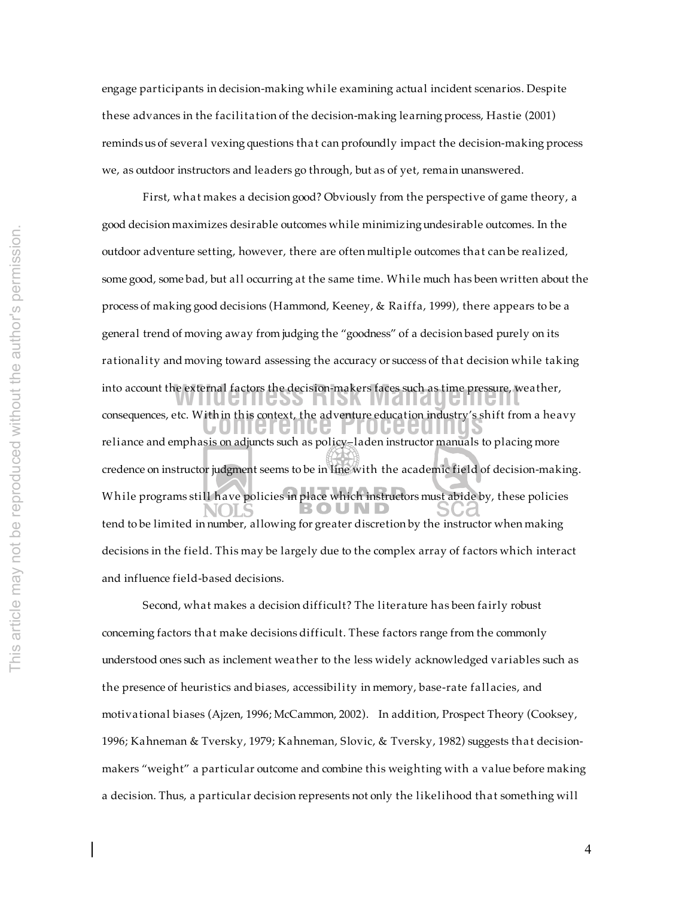engage participants in decision-making while examining actual incident scenarios. Despite these advances in the facilitation of the decision-making learning process, Hastie (2001) reminds us of several vexing questions that can profoundly impact the decision-making process we, as outdoor instructors and leaders go through, but as of yet, remain unanswered.

First, what makes a decision good? Obviously from the perspective of game theory, a good decision maximizes desirable outcomes while minimizing undesirable outcomes. In the outdoor adventure setting, however, there are often multiple outcomes that can be realized, some good, some bad, but all occurring at the same time. While much has been written about the process of making good decisions (Hammond, Keeney, & Raiffa, 1999), there appears to be a general trend of moving away from judging the "goodness" of a decision based purely on its rationality and moving toward assessing the accuracy or success of that decision while taking into account the external factors the decision-makers faces such as time pressure, weather, consequences, etc. Within this context, the adventure education industry's shift from a heavy reliance and emphasis on adjuncts such as policy–laden instructor manuals to placing more credence on instructor judgment seems to be in line with the academic field of decision-making. While programs still have policies in place which instructors must abide by, these policies tend to be limited in number, allowing for greater discretion by the instructor when making decisions in the field. This may be largely due to the complex array of factors which interact and influence field-based decisions.

Second, what makes a decision difficult? The literature has been fairly robust concerning factors that make decisions difficult. These factors range from the commonly understood ones such as inclement weather to the less widely acknowledged variables such as the presence of heuristics and biases, accessibility in memory, base-rate fallacies, and motivational biases (Ajzen, 1996; McCammon, 2002). In addition, Prospect Theory (Cooksey, 1996; Kahneman & Tversky, 1979; Kahneman, Slovic, & Tversky, 1982) suggests that decision-makers "weight" a particular outcome and combine this weighting with a value before making a decision. Thus, a particular decision represents not only the likelihood that something will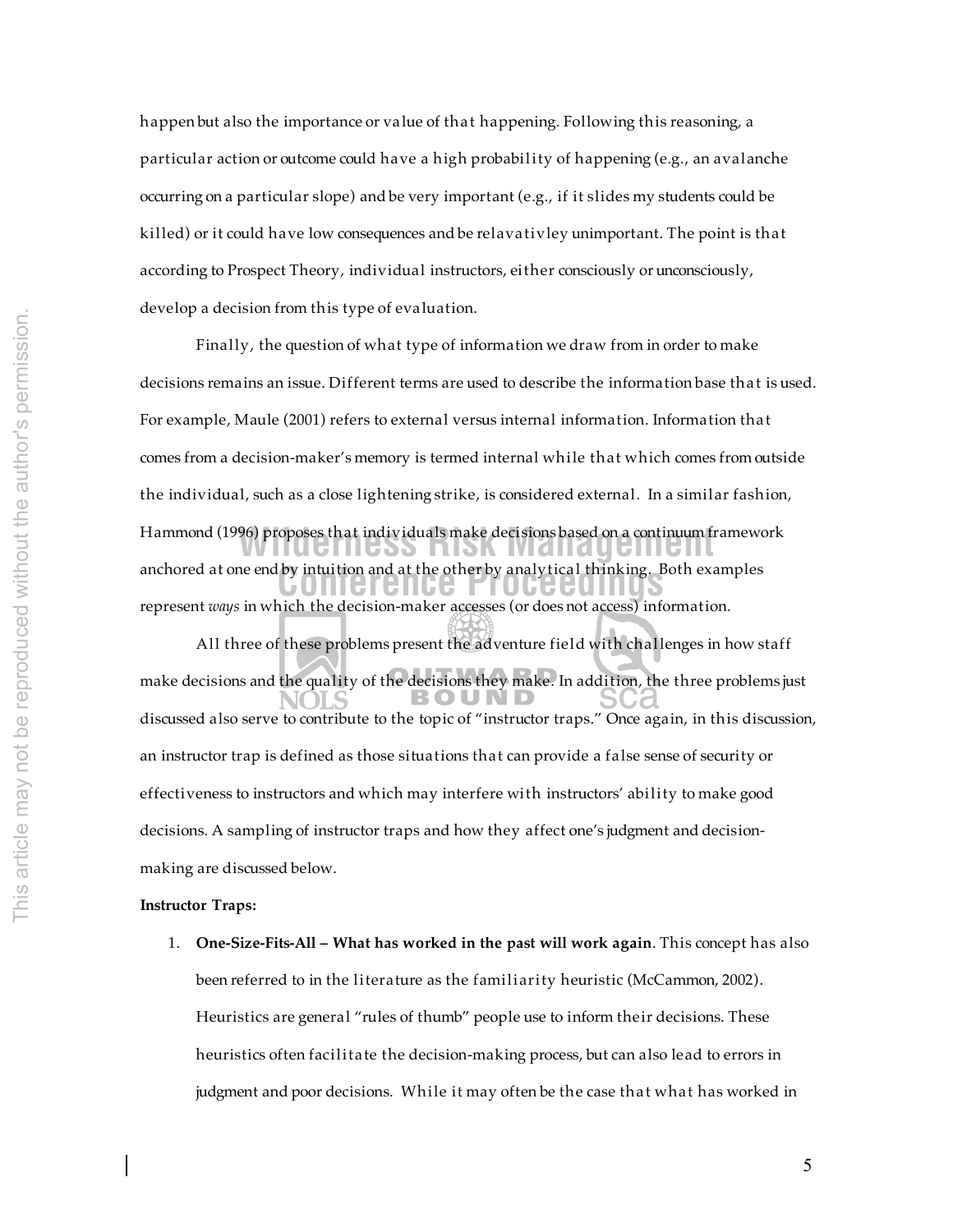happen but also the importance or value of that happening. Following this reasoning, a particular action or outcome could have a high probability of happening (e.g., an avalanche occurring on a particular slope) and be very important (e.g., if it slides my students could be killed) or it could have low consequences and be relavativley unimportant. The point is that according to Prospect Theory, individual instructors, either consciously or unconsciously, develop a decision from this type of evaluation.

Finally, the question of what type of information we draw from in order to make decisions remains an issue. Different terms are used to describe the information base that is used. For example, Maule (2001) refers to external versus internal information. Information that comes from a decision-maker's memory is termed internal while that which comes from outside the individual, such as a close lightening strike, is considered external. In a similar fashion, Hammond (1996) proposes that individuals make decisions based on a continuum framework anchored at one end by intuition and at the other by analytical thinking. Both examples represent *ways* in which the decision-maker accesses (or does not access) information.

All three of these problems present the adventure field with challenges in how staff make decisions and the quality of the decisions they make. In addition, the three problems just discussed also serve to contribute to the topic of "instructor traps." Once again, in this discussion, an instructor trap is defined as those situations that can provide a false sense of security or effectiveness to instructors and which may interfere with instructors' ability to make good decisions. A sampling of instructor traps and how they affect one's judgment and decision-making are discussed below.

**Instructor Traps:**

1. **One-Size-Fits-All – What has worked in the past will work again**. This concept has also been referred to in the literature as the familiarity heuristic (McCammon, 2002). Heuristics are general "rules of thumb" people use to inform their decisions. These heuristics often facilitate the decision-making process, but can also lead to errors in judgment and poor decisions. While it may often be the case that what has worked in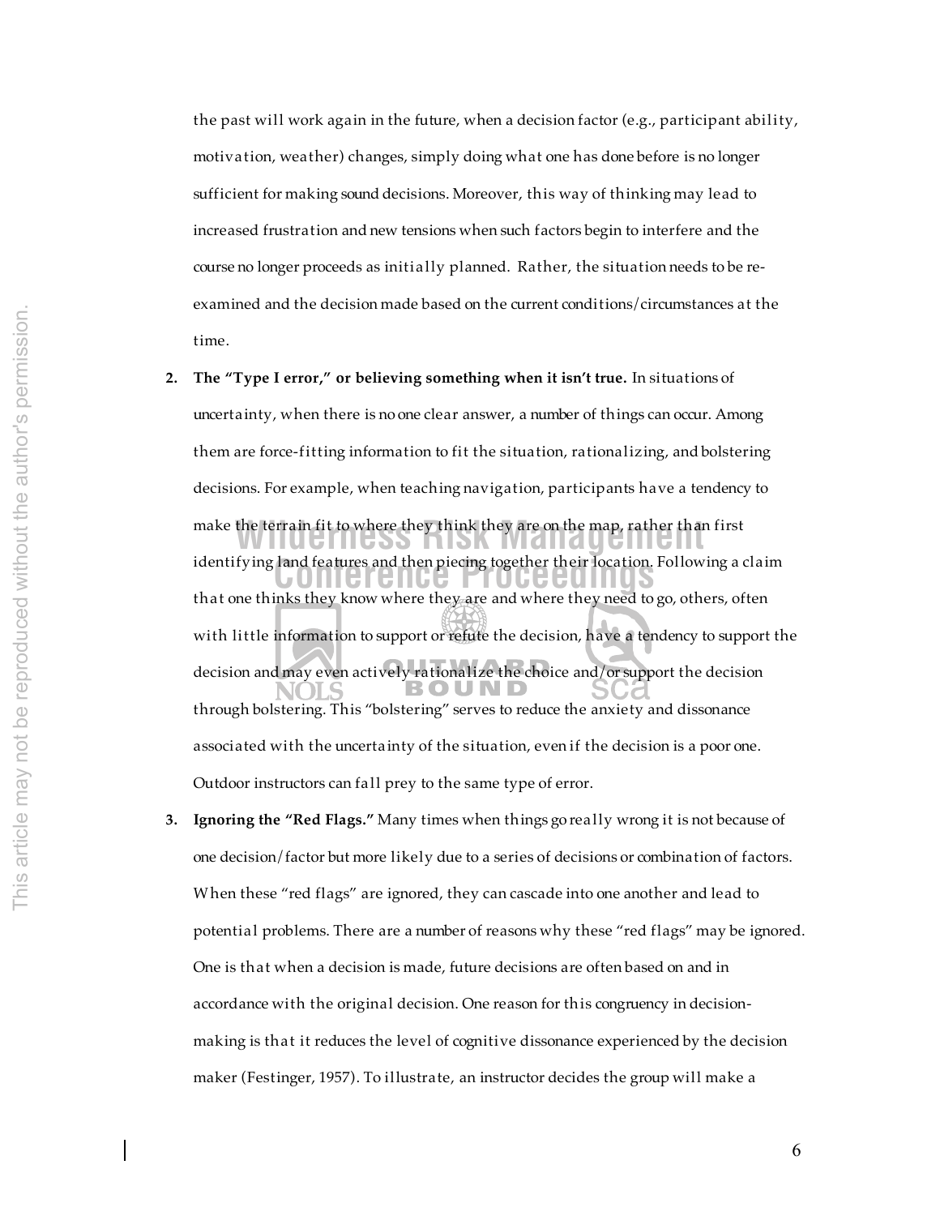the past will work again in the future, when a decision factor (e.g., participant ability, motivation, weather) changes, simply doing what one has done before is no longer sufficient for making sound decisions. Moreover, this way of thinking may lead to increased frustration and new tensions when such factors begin to interfere and the course no longer proceeds as initially planned. Rather, the situation needs to be re-examined and the decision made based on the current conditions/circumstances at the time.

2. **The "Type I error," or believing something when it isn't true.** In situations of uncertainty, when there is no one clear answer, a number of things can occur. Among them are force-fitting information to fit the situation, rationalizing, and bolstering decisions. For example, when teaching navigation, participants have a tendency to make the terrain fit to where they think they are on the map, rather than first identifying land features and then piecing together their location. Following a claim that one thinks they know where they are and where they need to go, others, often with little information to support or refute the decision, have a tendency to support the decision and may even actively rationalize the choice and/or support the decision through bolstering. This "bolstering" serves to reduce the anxiety and dissonance associated with the uncertainty of the situation, even if the decision is a poor one. Outdoor instructors can fall prey to the same type of error.

3. **Ignoring the "Red Flags."** Many times when things go really wrong it is not because of one decision/factor but more likely due to a series of decisions or combination of factors. When these "red flags" are ignored, they can cascade into one another and lead to potential problems. There are a number of reasons why these "red flags" may be ignored. One is that when a decision is made, future decisions are often based on and in accordance with the original decision. One reason for this congruency in decision-making is that it reduces the level of cognitive dissonance experienced by the decision maker (Festinger, 1957). To illustrate, an instructor decides the group will make a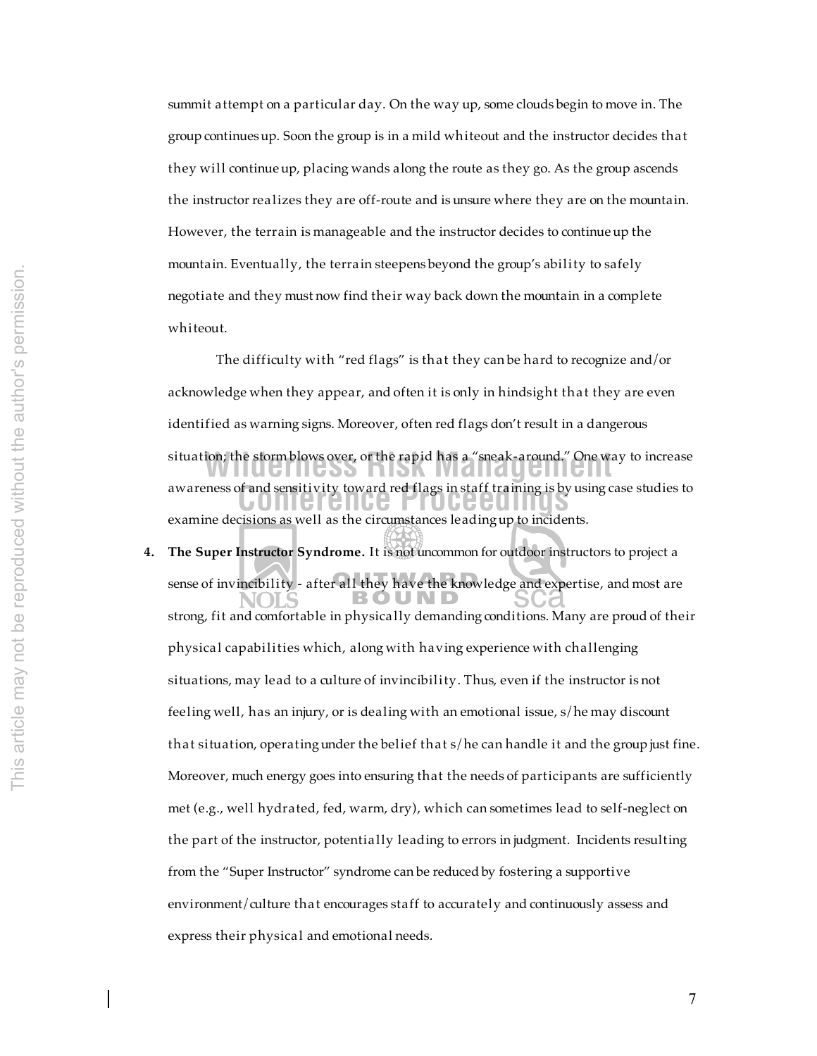summit attempt on a particular day. On the way up, some clouds begin to move in. The group continues up. Soon the group is in a mild whiteout and the instructor decides that they will continue up, placing wands along the route as they go. As the group ascends the instructor realizes they are off-route and is unsure where they are on the mountain. However, the terrain is manageable and the instructor decides to continue up the mountain. Eventually, the terrain steepens beyond the group's ability to safely negotiate and they must now find their way back down the mountain in a complete whiteout.

The difficulty with "red flags" is that they can be hard to recognize and/or acknowledge when they appear, and often it is only in hindsight that they are even identified as warning signs. Moreover, often red flags don't result in a dangerous situation; the storm blows over, or the rapid has a "sneak-around." One way to increase awareness of and sensitivity toward red flags in staff training is by using case studies to examine decisions as well as the circumstances leading up to incidents.

4. **The Super Instructor Syndrome.** It is not uncommon for outdoor instructors to project a sense of invincibility - after all they have the knowledge and expertise, and most are strong, fit and comfortable in physically demanding conditions. Many are proud of their physical capabilities which, along with having experience with challenging situations, may lead to a culture of invincibility. Thus, even if the instructor is not feeling well, has an injury, or is dealing with an emotional issue, s/he may discount that situation, operating under the belief that s/he can handle it and the group just fine. Moreover, much energy goes into ensuring that the needs of participants are sufficiently met (e.g., well hydrated, fed, warm, dry), which can sometimes lead to self-neglect on the part of the instructor, potentially leading to errors in judgment. Incidents resulting from the "Super Instructor" syndrome can be reduced by fostering a supportive environment/culture that encourages staff to accurately and continuously assess and express their physical and emotional needs.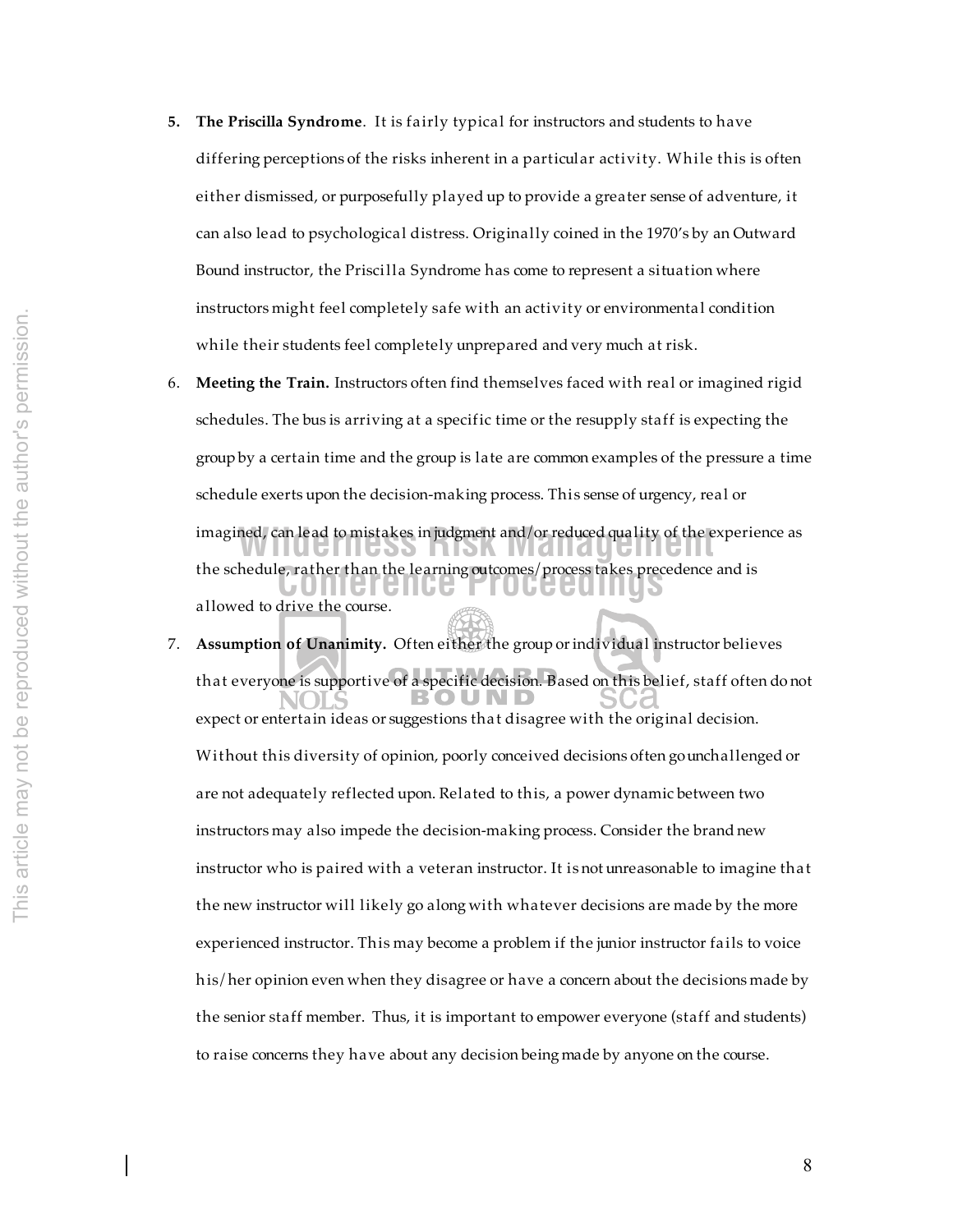5. **The Priscilla Syndrome**. It is fairly typical for instructors and students to have differing perceptions of the risks inherent in a particular activity. While this is often either dismissed, or purposefully played up to provide a greater sense of adventure, it can also lead to psychological distress. Originally coined in the 1970's by an Outward Bound instructor, the Priscilla Syndrome has come to represent a situation where instructors might feel completely safe with an activity or environmental condition while their students feel completely unprepared and very much at risk.

6. **Meeting the Train.** Instructors often find themselves faced with real or imagined rigid schedules. The bus is arriving at a specific time or the resupply staff is expecting the group by a certain time and the group is late are common examples of the pressure a time schedule exerts upon the decision-making process. This sense of urgency, real or imagined, can lead to mistakes in judgment and/or reduced quality of the experience as the schedule, rather than the learning outcomes/process takes precedence and is allowed to drive the course.

7. **Assumption of Unanimity.** Often either the group or individual instructor believes that everyone is supportive of a specific decision. Based on this belief, staff often do not expect or entertain ideas or suggestions that disagree with the original decision. Without this diversity of opinion, poorly conceived decisions often go unchallenged or are not adequately reflected upon. Related to this, a power dynamic between two instructors may also impede the decision-making process. Consider the brand new instructor who is paired with a veteran instructor. It is not unreasonable to imagine that the new instructor will likely go along with whatever decisions are made by the more experienced instructor. This may become a problem if the junior instructor fails to voice his/her opinion even when they disagree or have a concern about the decisions made by the senior staff member. Thus, it is important to empower everyone (staff and students) to raise concerns they have about any decision being made by anyone on the course.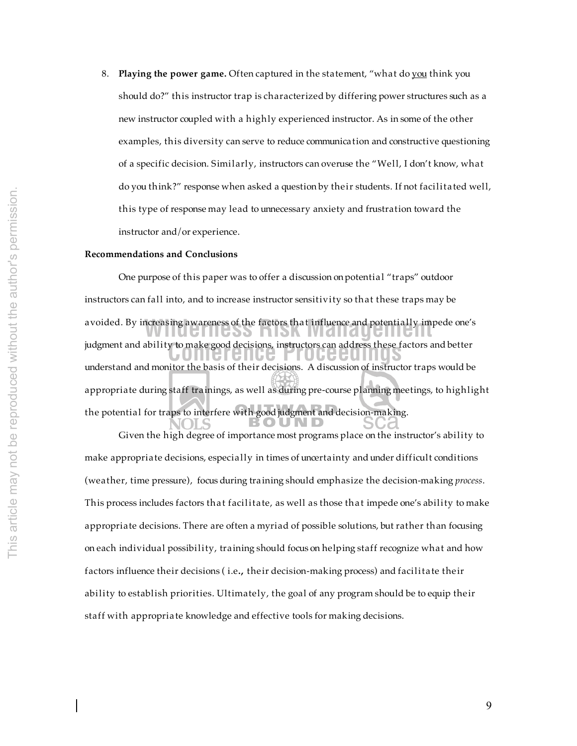8. **Playing the power game.** Often captured in the statement, "what do you think you should do?" this instructor trap is characterized by differing power structures such as a new instructor coupled with a highly experienced instructor. As in some of the other examples, this diversity can serve to reduce communication and constructive questioning of a specific decision. Similarly, instructors can overuse the "Well, I don't know, what do you think?" response when asked a question by their students. If not facilitated well, this type of response may lead to unnecessary anxiety and frustration toward the instructor and/or experience.

**Recommendations and Conclusions**

One purpose of this paper was to offer a discussion on potential "traps" outdoor instructors can fall into, and to increase instructor sensitivity so that these traps may be avoided. By increasing awareness of the factors that influence and potentially impede one's judgment and ability to make good decisions, instructors can address these factors and better understand and monitor the basis of their decisions. A discussion of instructor traps would be appropriate during staff trainings, as well as during pre-course planning meetings, to highlight the potential for traps to interfere with good judgment and decision-making.

Given the high degree of importance most programs place on the instructor's ability to make appropriate decisions, especially in times of uncertainty and under difficult conditions (weather, time pressure), focus during training should emphasize the decision-making *process*. This process includes factors that facilitate, as well as those that impede one's ability to make appropriate decisions. There are often a myriad of possible solutions, but rather than focusing on each individual possibility, training should focus on helping staff recognize what and how factors influence their decisions ( i.e**.,** their decision-making process) and facilitate their ability to establish priorities. Ultimately, the goal of any program should be to equip their staff with appropriate knowledge and effective tools for making decisions.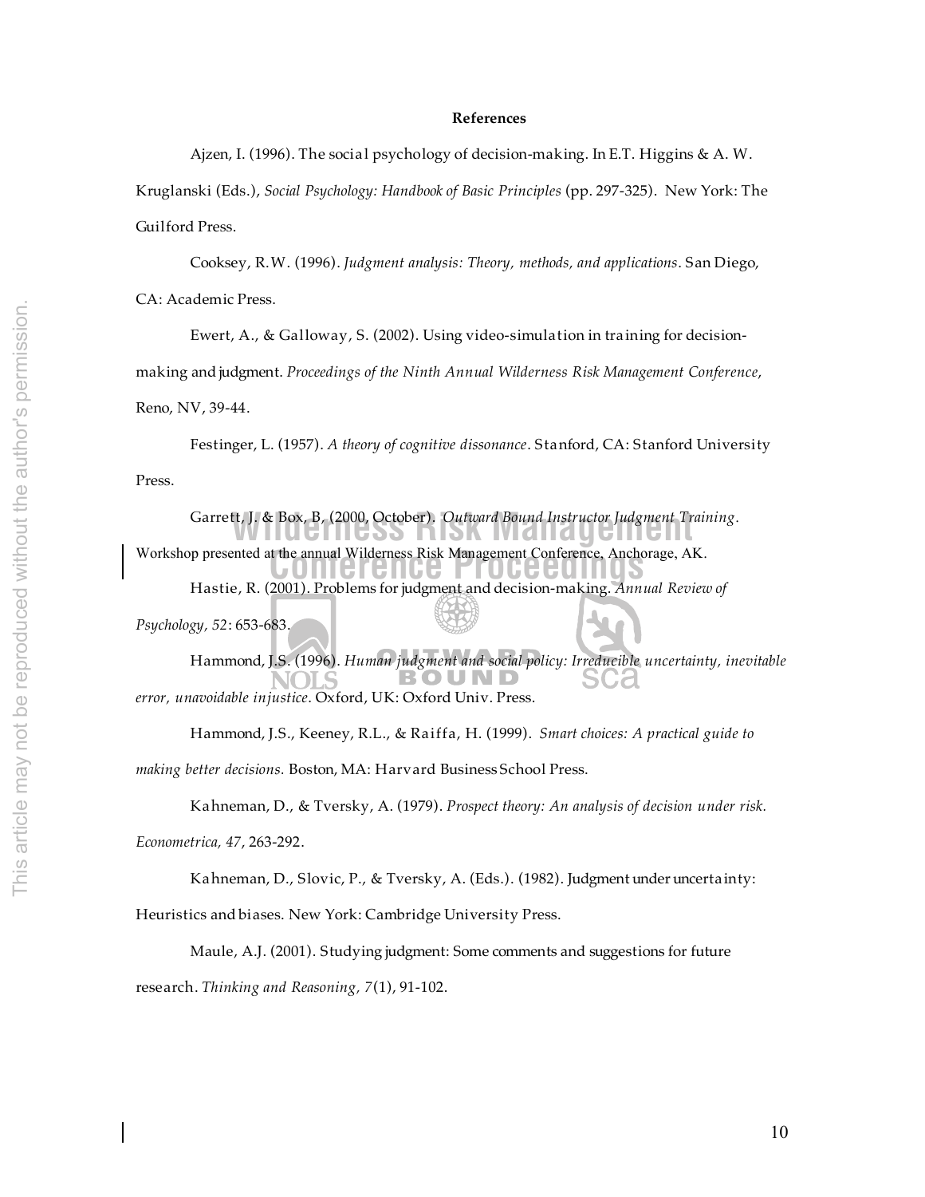**References**

Ajzen, I. (1996). The social psychology of decision-making. In E.T. Higgins & A. W. Kruglanski (Eds.), *Social Psychology: Handbook of Basic Principles* (pp. 297-325). New York: The Guilford Press.

Cooksey, R.W. (1996). *Judgment analysis: Theory, methods, and applications*. San Diego, CA: Academic Press.

Ewert, A., & Galloway, S. (2002). Using video-simulation in training for decision-making and judgment. *Proceedings of the Ninth Annual Wilderness Risk Management Conference*, Reno, NV, 39-44.

Festinger, L. (1957). *A theory of cognitive dissonance*. Stanford, CA: Stanford University Press.

Garrett, J. & Box, B, (2000, October). *Outward Bound Instructor Judgment Training.* Workshop presented at the annual Wilderness Risk Management Conference, Anchorage, AK.

Hastie, R. (2001). Problems for judgment and decision-making. *Annual Review of Psychology, 52*: 653-683.

Hammond, J.S. (1996). *Human judgment and social policy: Irreducible uncertainty, inevitable error, unavoidable injustice*. Oxford, UK: Oxford Univ. Press.

Hammond, J.S., Keeney, R.L., & Raiffa, H. (1999). *Smart choices: A practical guide to making better decisions.* Boston, MA: Harvard Business School Press.

Kahneman, D., & Tversky, A. (1979). *Prospect theory: An analysis of decision under risk. Econometrica, 47*, 263-292.

Kahneman, D., Slovic, P., & Tversky, A. (Eds.). (1982). Judgment under uncertainty: Heuristics and biases. New York: Cambridge University Press.

Maule, A.J. (2001). Studying judgment: Some comments and suggestions for future research. *Thinking and Reasoning, 7*(1), 91-102.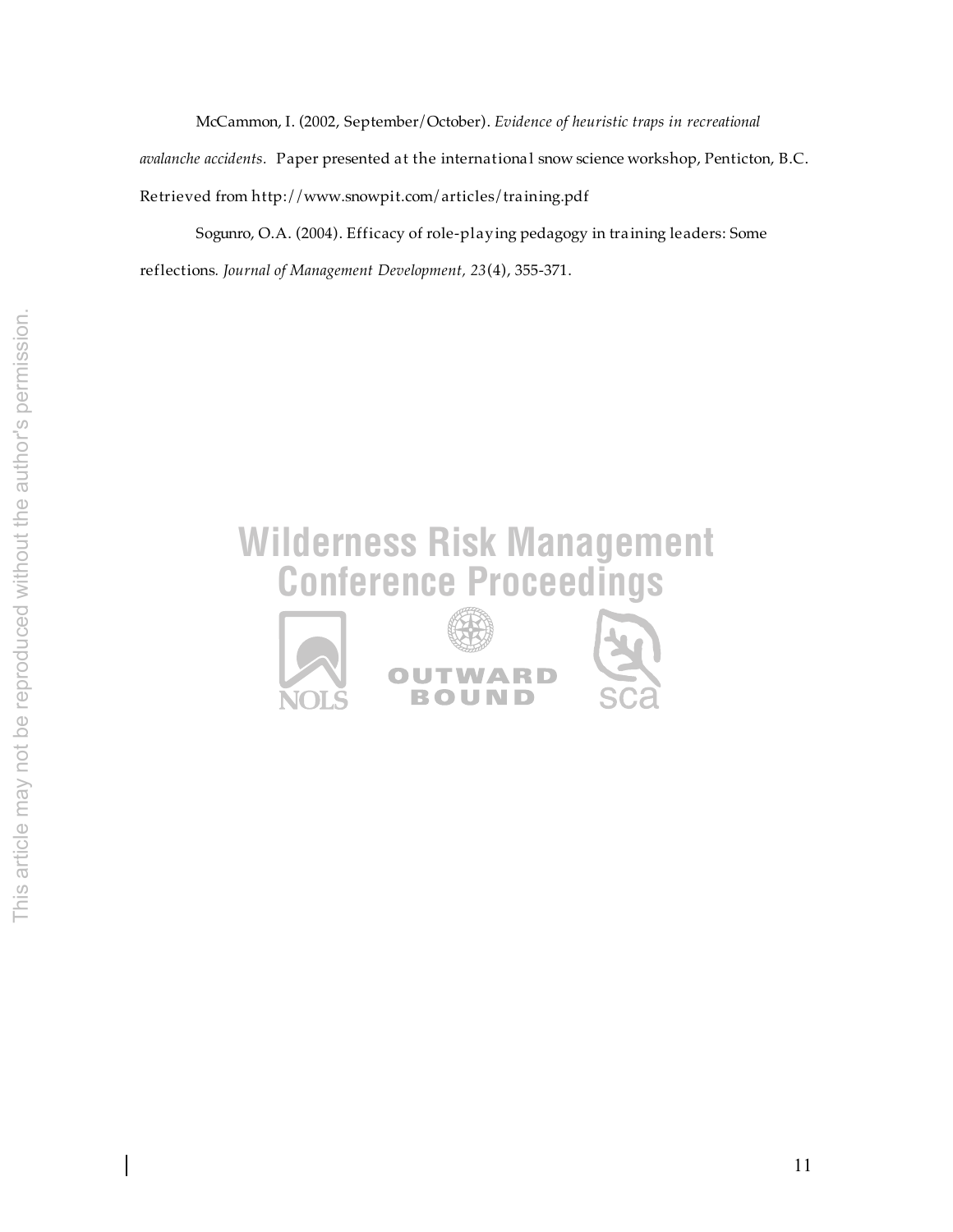McCammon, I. (2002, September/October). *Evidence of heuristic traps in recreational avalanche accidents*. Paper presented at the international snow science workshop, Penticton, B.C. Retrieved from http://www.snowpit.com/articles/training.pdf

Sogunro, O.A. (2004). Efficacy of role-playing pedagogy in training leaders: Some reflections. *Journal of Management Development, 23*(4), 355-371.